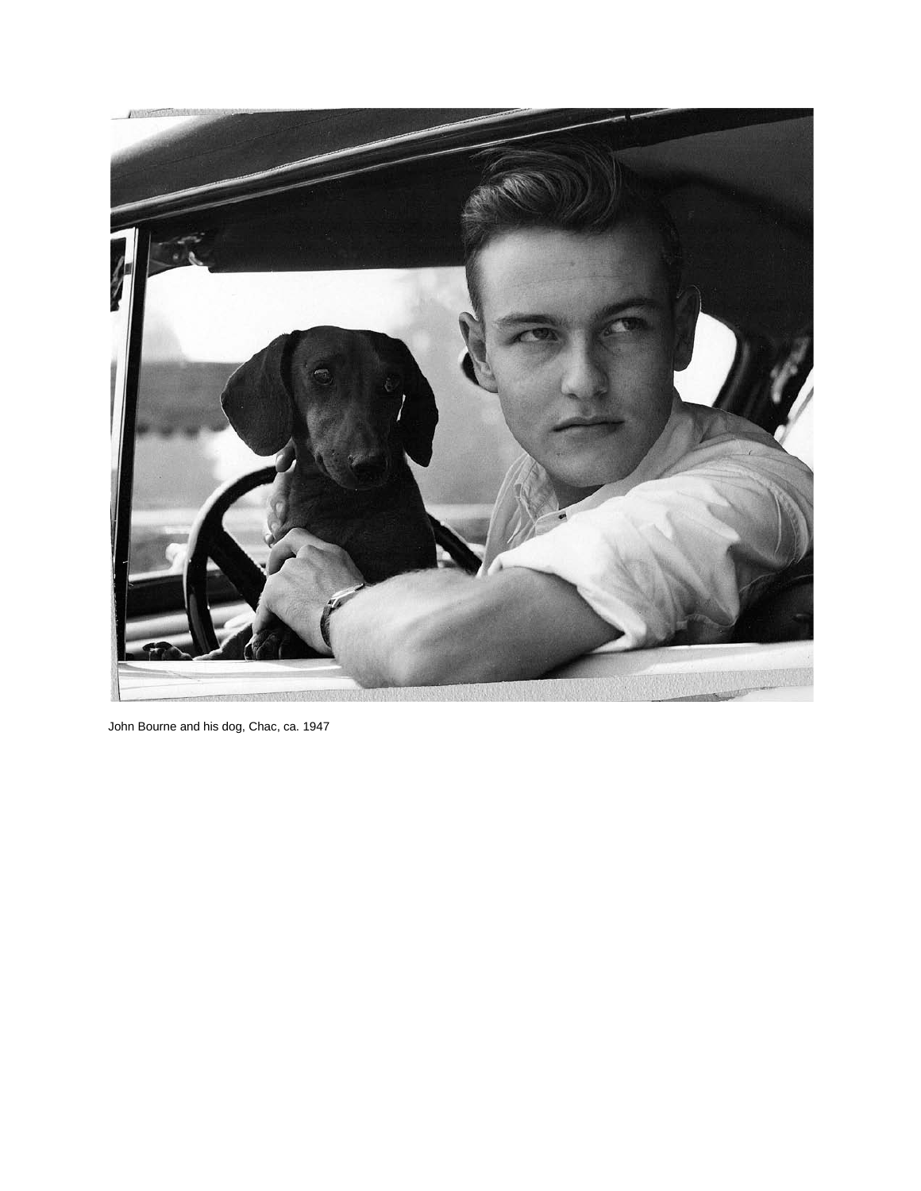John Bourne and his dog, Chac, ca. 1947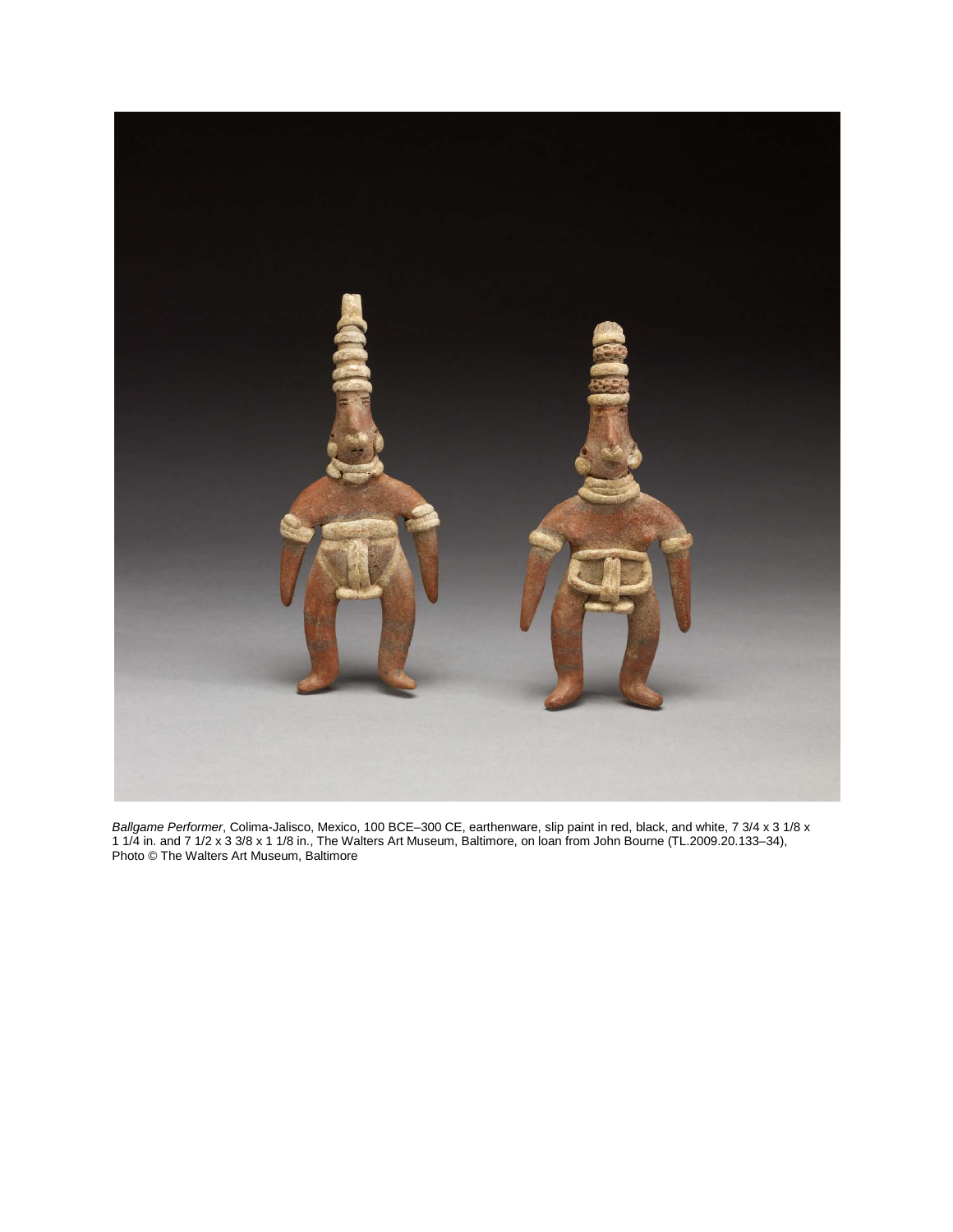*Ballgame Performer*, Colima-Jalisco, Mexico, 100 BCE–300 CE, earthenware, slip paint in red, black, and white, 7 3/4 x 3 1/8 x 1 1/4 in. and 7 1/2 x 3 3/8 x 1 1/8 in., The Walters Art Museum, Baltimore, on loan from John Bourne (TL.2009.20.133–34), Photo © The Walters Art Museum, Baltimore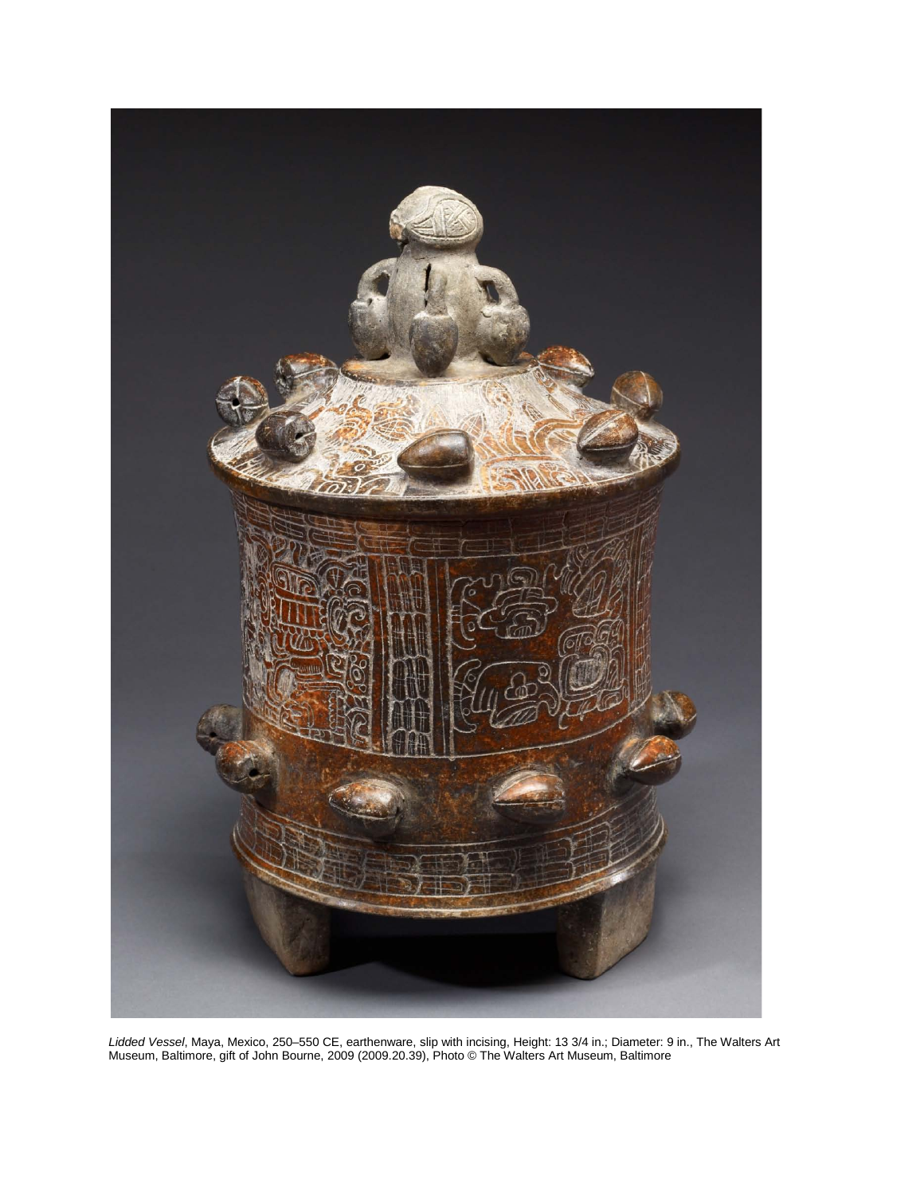*Lidded Vessel*, Maya, Mexico, 250–550 CE, earthenware, slip with incising, Height: 13 3/4 in.; Diameter: 9 in., The Walters Art Museum, Baltimore, gift of John Bourne, 2009 (2009.20.39), Photo © The Walters Art Museum, Baltimore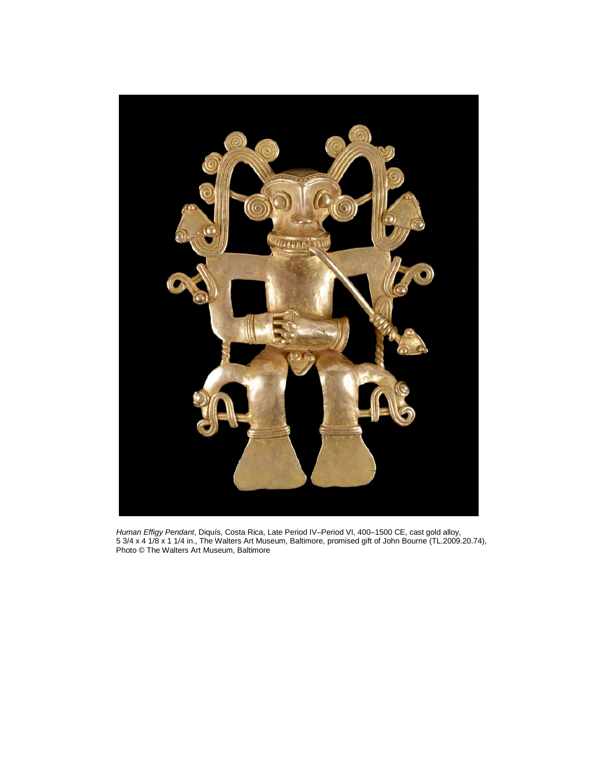*Human Effigy Pendant*, Diquís, Costa Rica, Late Period IV–Period VI, 400–1500 CE, cast gold alloy, 5 3/4 x 4 1/8 x 1 1/4 in., The Walters Art Museum, Baltimore, promised gift of John Bourne (TL.2009.20.74), Photo © The Walters Art Museum, Baltimore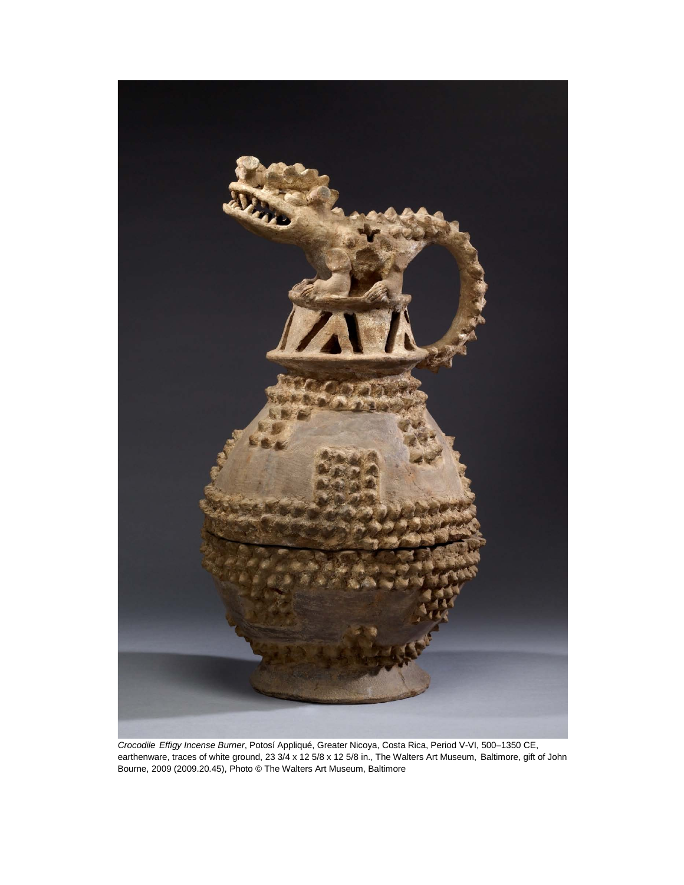*Crocodile Effigy Incense Burner*, Potosí Appliqué, Greater Nicoya, Costa Rica, Period V-VI, 500–1350 CE, earthenware, traces of white ground, 23 3/4 x 12 5/8 x 12 5/8 in., The Walters Art Museum, Baltimore, gift of John Bourne, 2009 (2009.20.45), Photo © The Walters Art Museum, Baltimore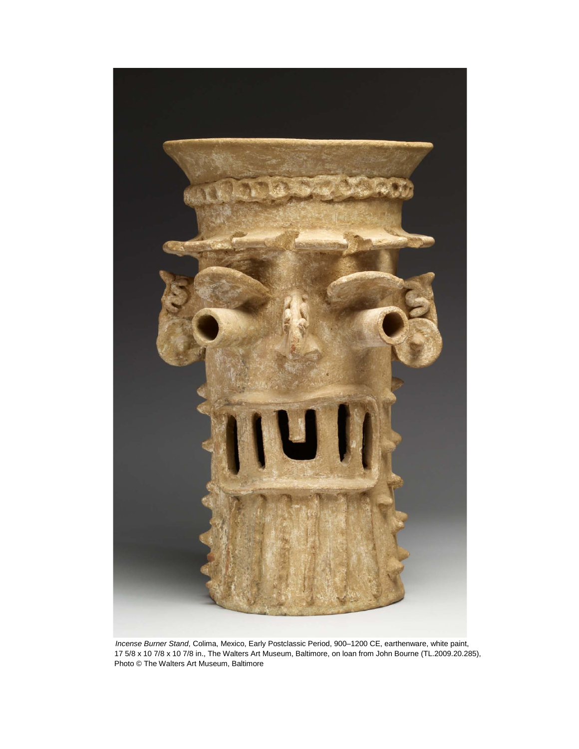*Incense Burner Stand*, Colima, Mexico, Early Postclassic Period, 900–1200 CE, earthenware, white paint, 17 5/8 x 10 7/8 x 10 7/8 in., The Walters Art Museum, Baltimore, on loan from John Bourne (TL.2009.20.285), Photo © The Walters Art Museum, Baltimore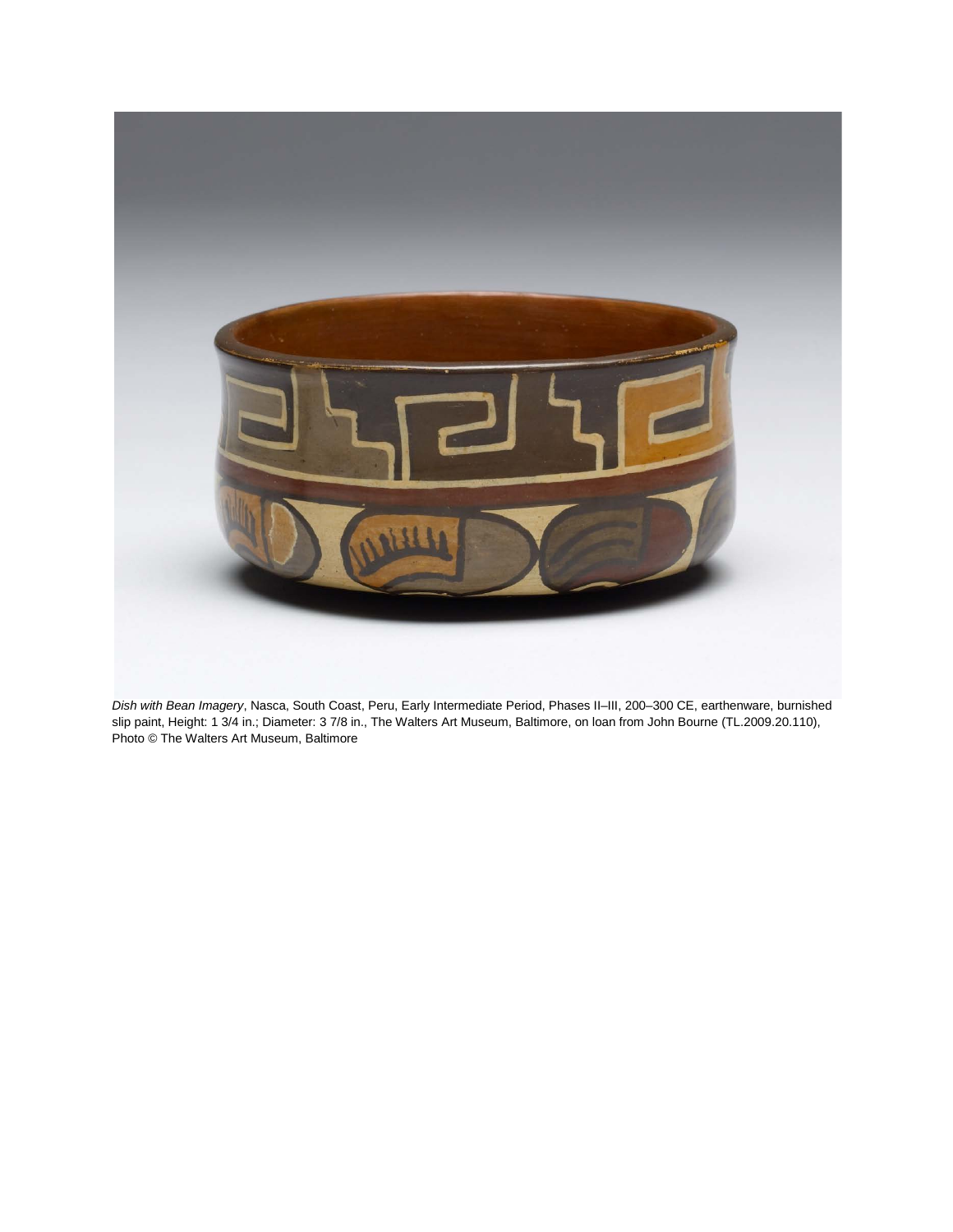*Dish with Bean Imagery*, Nasca, South Coast, Peru, Early Intermediate Period, Phases II–III, 200–300 CE, earthenware, burnished slip paint, Height: 1 3/4 in.; Diameter: 3 7/8 in., The Walters Art Museum, Baltimore, on loan from John Bourne (TL.2009.20.110), Photo © The Walters Art Museum, Baltimore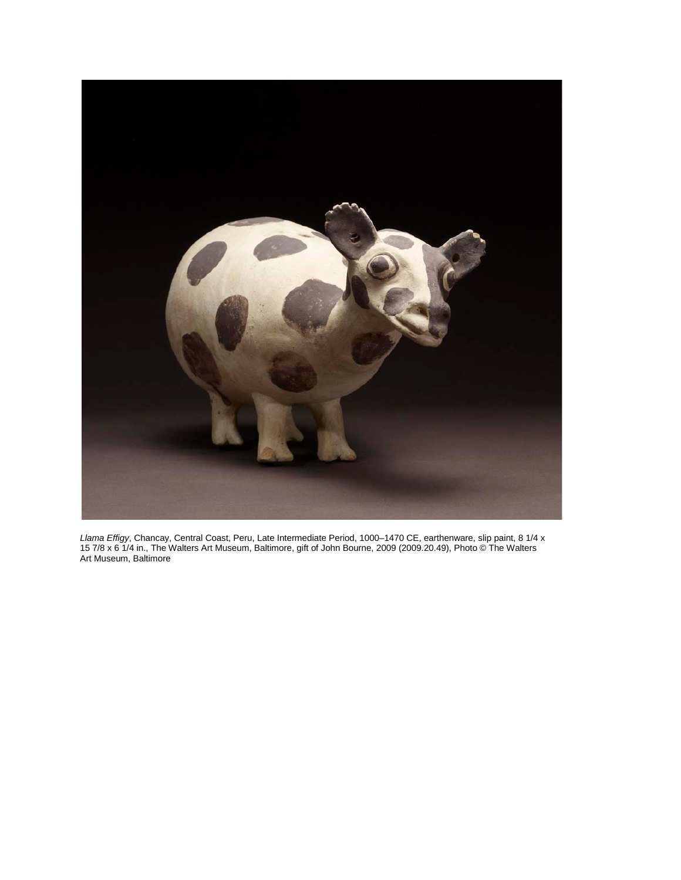*Llama Effigy*, Chancay, Central Coast, Peru, Late Intermediate Period, 1000–1470 CE, earthenware, slip paint, 8 1/4 x 15 7/8 x 6 1/4 in., The Walters Art Museum, Baltimore, gift of John Bourne, 2009 (2009.20.49), Photo © The Walters Art Museum, Baltimore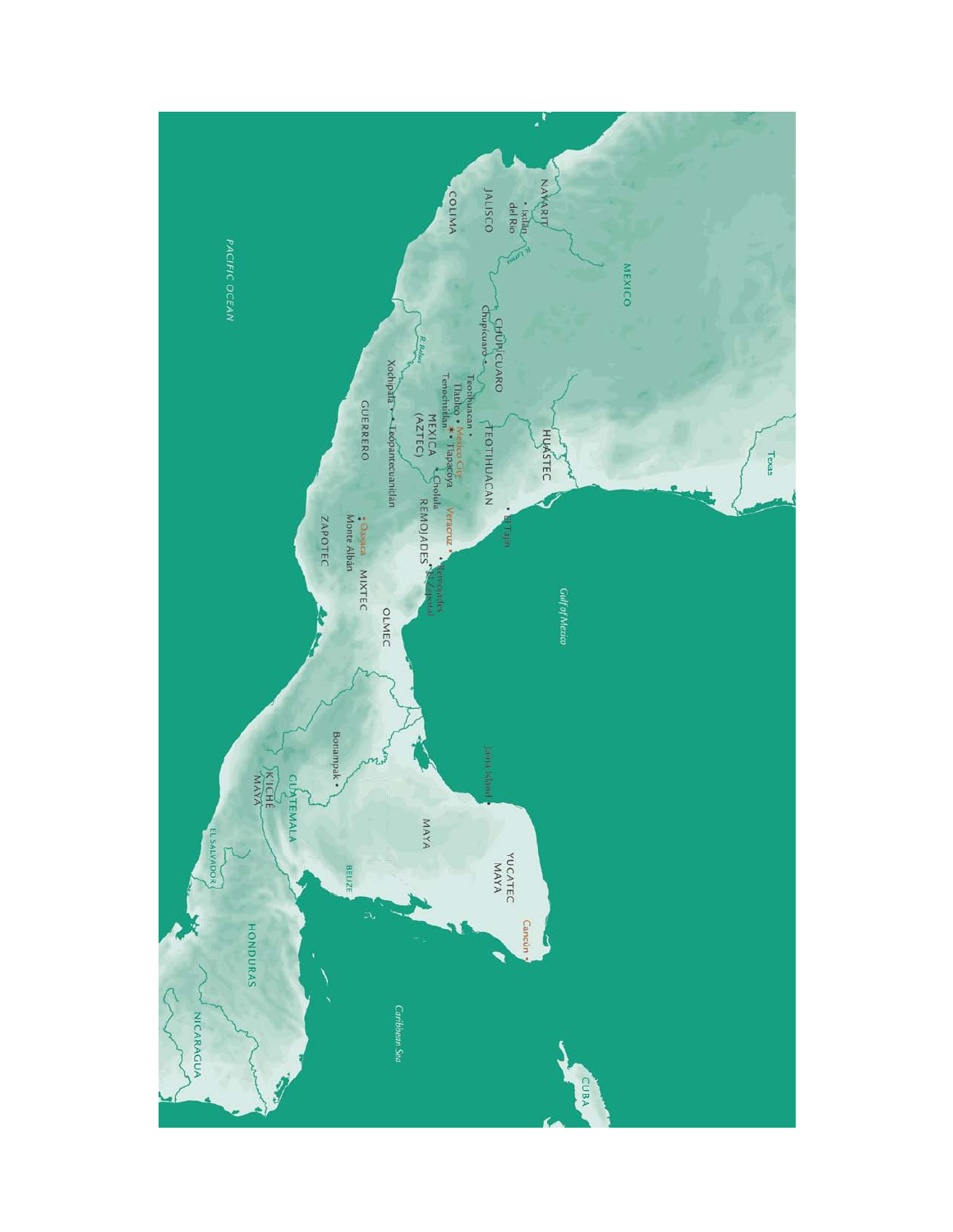PACIFIC OCEAN

MEXICO

Texas

Gulf of Mexico

Caribbean Sea

CUBA

NAYARIT

Ixtlán del Río

JALISCO

COLIMA

R. Lerma

CHUPÍCUARO

Chupícuaro

R. Balsas

HUASTEC

TEOTIHUACAN

Teotihuacan

Tlatilco

Mexico City

Tenochtitlan

Tlapacoya

MEXICA (AZTEC)

Cholula

Xochipala

Teopantecuanitlan

GUERRERO

El Tajín

Veracruz

REMOJADES

Remojades

El Zapotal

Oaxaca

Monte Albán

ZAPOTEC

MIXTEC

OLMEC

Bonampak

Jaina Island

MAYA

YUCATEC MAYA

Cancún

GUATEMALA

KICHÉ MAYA

BELIZE

EL SALVADOR

HONDURAS

NICARAGUA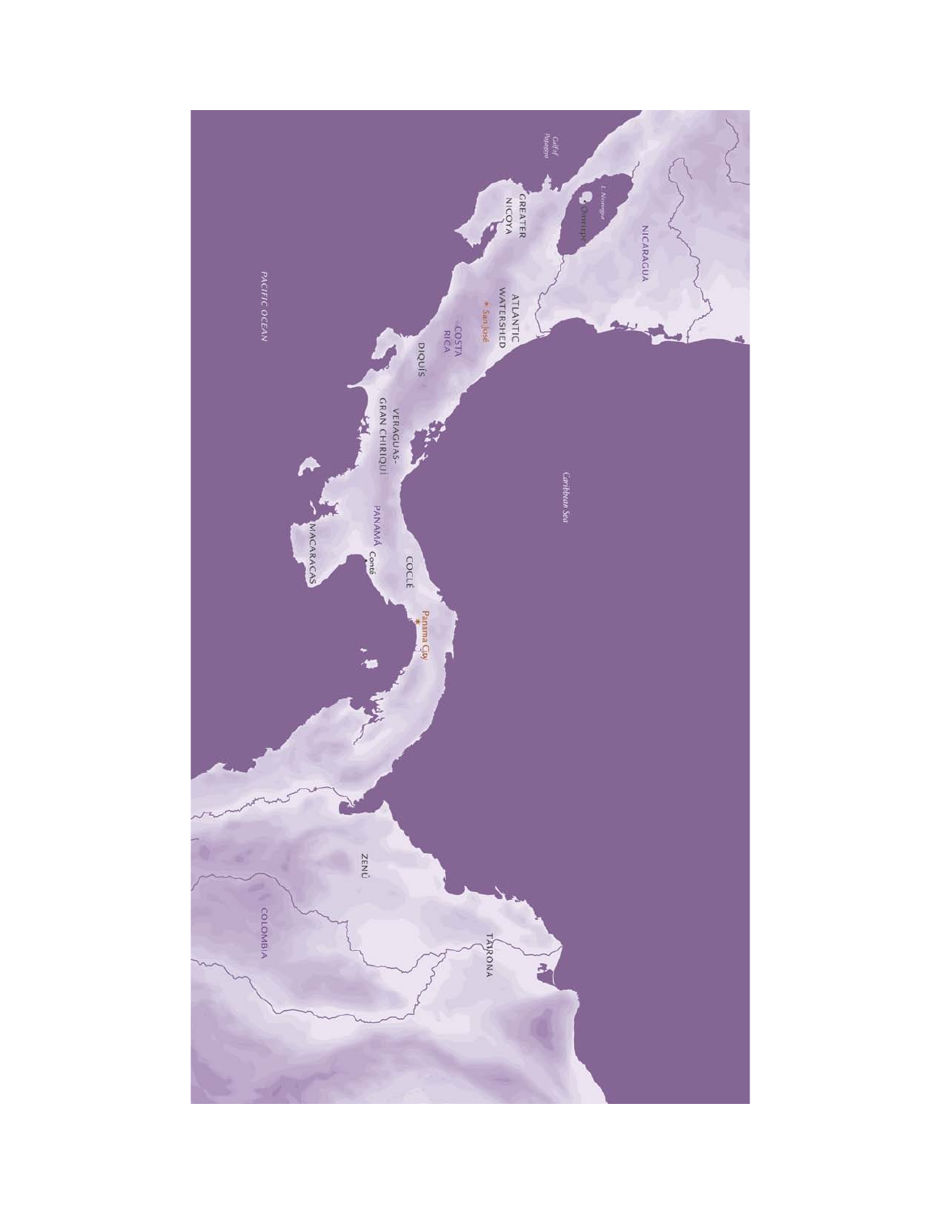Gulf of Papagayo

L. Nicaragua

Ometepe

NICARAGUA

GREATER NICOYA

ATLANTIC WATERSHED

San José

COSTA RICA

DIQUÍS

VERAGUAS-GRAN CHIRIQUÍ

PANAMÁ

COCLÉ

Conté

MACARACAS

Panama City

PACIFIC OCEAN

Caribbean Sea

ZENÚ

TAIRONA

COLOMBIA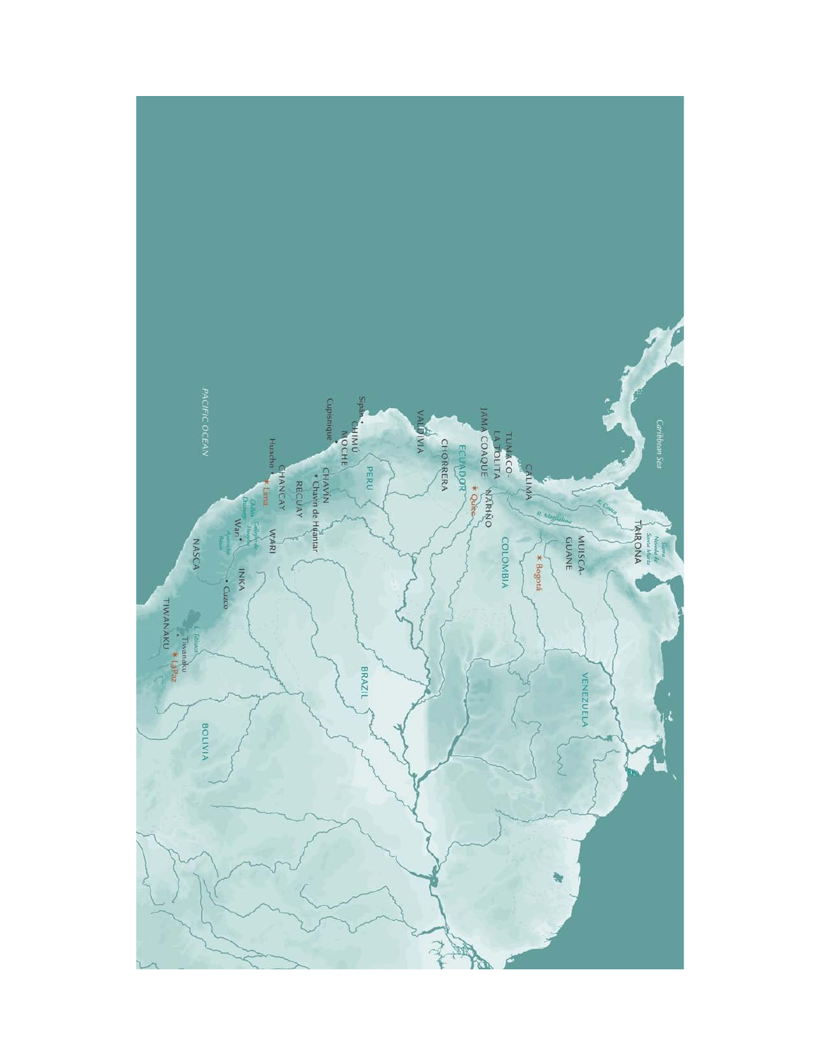Caribbean Sea

PACIFIC OCEAN

TAIRONA

Sierra Nevada de Santa Marta

MUISCA-GUANE

R. Cauca

R. Magdalena

CALIMA

TUMACO-LA TOLITA

NARIÑO

JAMA COAQUE

CHORRERA

VALDIVIA

COLOMBIA

Bogotá

VENEZUELA

ECUADOR

Quito

PERU

Sipán

CHIMÚ

MOCHE

Cupisnique

CHAVÍN

Chavín de Huántar

RECUAY

CHANCAY

Huacho

Lima

Chillón

Callejón de Huaylas

Chuimuy

WARI

Wari

Ayacucho Basin

NASCA

INKA

Cuzco

L. Titicaca

Tiwanaku

La Paz

TIWANAKU

BRAZIL

BOLIVIA